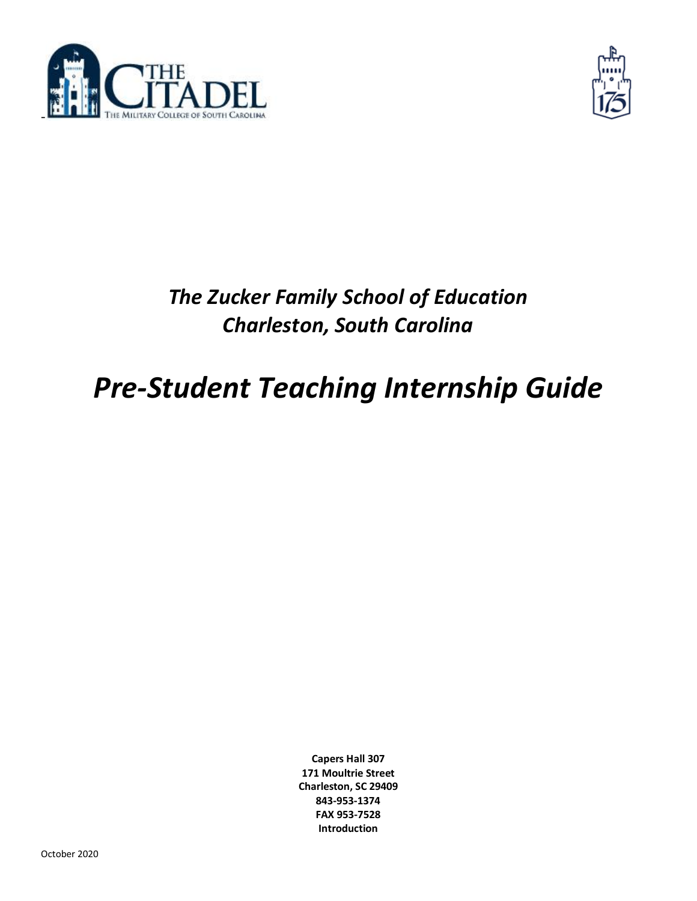*The Zucker Family School of Education*
*Charleston, South Carolina*

# *Pre-Student Teaching Internship Guide*

**Capers Hall 307**
**171 Moultrie Street**
**Charleston, SC 29409**
**843-953-1374**
**FAX 953-7528**
**Introduction**

October 2020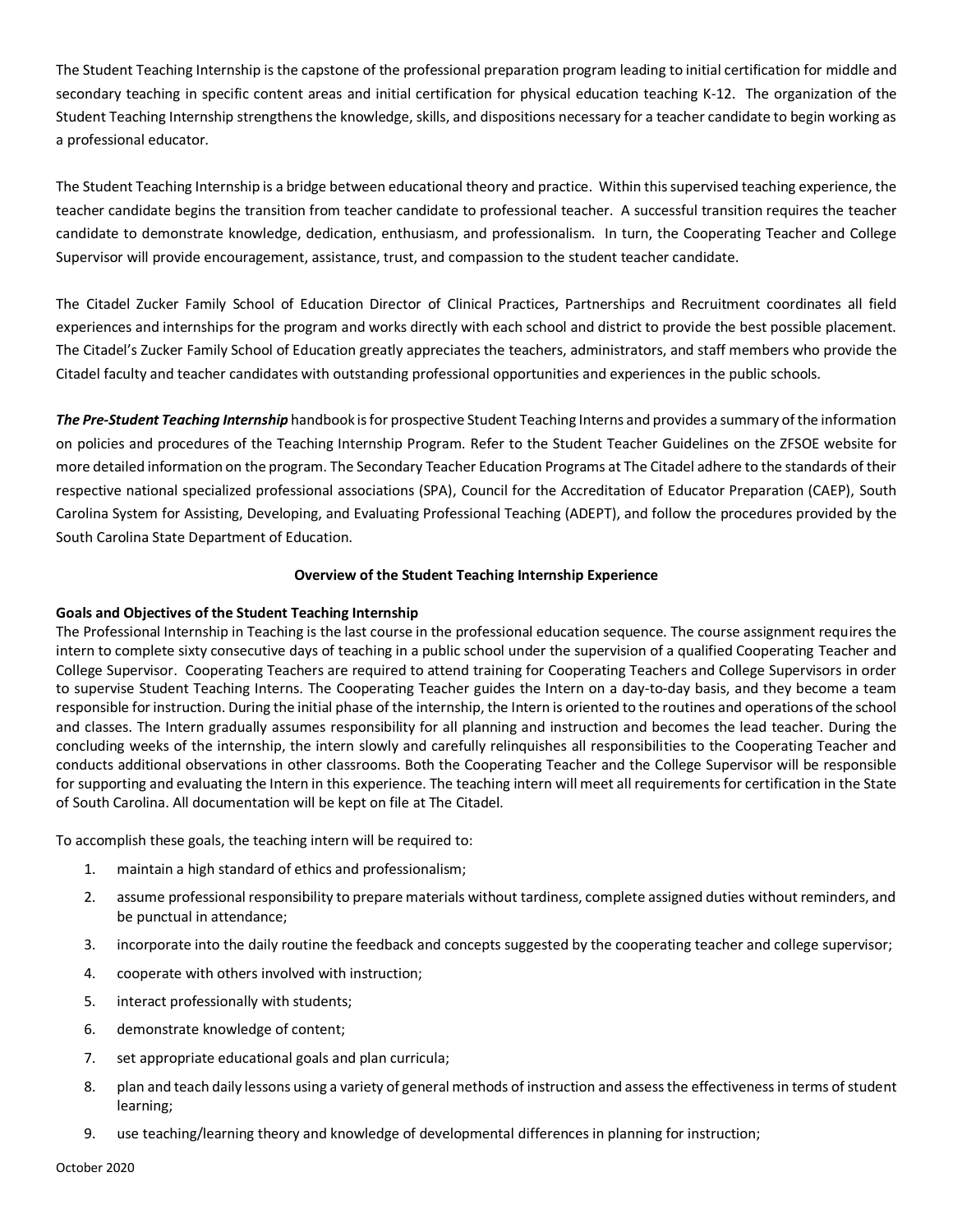The Student Teaching Internship is the capstone of the professional preparation program leading to initial certification for middle and secondary teaching in specific content areas and initial certification for physical education teaching K-12. The organization of the Student Teaching Internship strengthens the knowledge, skills, and dispositions necessary for a teacher candidate to begin working as a professional educator.

The Student Teaching Internship is a bridge between educational theory and practice. Within this supervised teaching experience, the teacher candidate begins the transition from teacher candidate to professional teacher. A successful transition requires the teacher candidate to demonstrate knowledge, dedication, enthusiasm, and professionalism. In turn, the Cooperating Teacher and College Supervisor will provide encouragement, assistance, trust, and compassion to the student teacher candidate.

The Citadel Zucker Family School of Education Director of Clinical Practices, Partnerships and Recruitment coordinates all field experiences and internships for the program and works directly with each school and district to provide the best possible placement. The Citadel's Zucker Family School of Education greatly appreciates the teachers, administrators, and staff members who provide the Citadel faculty and teacher candidates with outstanding professional opportunities and experiences in the public schools.

***The Pre-Student Teaching Internship*** handbook is for prospective Student Teaching Interns and provides a summary of the information on policies and procedures of the Teaching Internship Program. Refer to the Student Teacher Guidelines on the ZFSOE website for more detailed information on the program. The Secondary Teacher Education Programs at The Citadel adhere to the standards of their respective national specialized professional associations (SPA), Council for the Accreditation of Educator Preparation (CAEP), South Carolina System for Assisting, Developing, and Evaluating Professional Teaching (ADEPT), and follow the procedures provided by the South Carolina State Department of Education.

## Overview of the Student Teaching Internship Experience

### Goals and Objectives of the Student Teaching Internship

The Professional Internship in Teaching is the last course in the professional education sequence. The course assignment requires the intern to complete sixty consecutive days of teaching in a public school under the supervision of a qualified Cooperating Teacher and College Supervisor. Cooperating Teachers are required to attend training for Cooperating Teachers and College Supervisors in order to supervise Student Teaching Interns. The Cooperating Teacher guides the Intern on a day-to-day basis, and they become a team responsible for instruction. During the initial phase of the internship, the Intern is oriented to the routines and operations of the school and classes. The Intern gradually assumes responsibility for all planning and instruction and becomes the lead teacher. During the concluding weeks of the internship, the intern slowly and carefully relinquishes all responsibilities to the Cooperating Teacher and conducts additional observations in other classrooms. Both the Cooperating Teacher and the College Supervisor will be responsible for supporting and evaluating the Intern in this experience. The teaching intern will meet all requirements for certification in the State of South Carolina. All documentation will be kept on file at The Citadel.

To accomplish these goals, the teaching intern will be required to:

1. maintain a high standard of ethics and professionalism;
2. assume professional responsibility to prepare materials without tardiness, complete assigned duties without reminders, and be punctual in attendance;
3. incorporate into the daily routine the feedback and concepts suggested by the cooperating teacher and college supervisor;
4. cooperate with others involved with instruction;
5. interact professionally with students;
6. demonstrate knowledge of content;
7. set appropriate educational goals and plan curricula;
8. plan and teach daily lessons using a variety of general methods of instruction and assess the effectiveness in terms of student learning;
9. use teaching/learning theory and knowledge of developmental differences in planning for instruction;

October 2020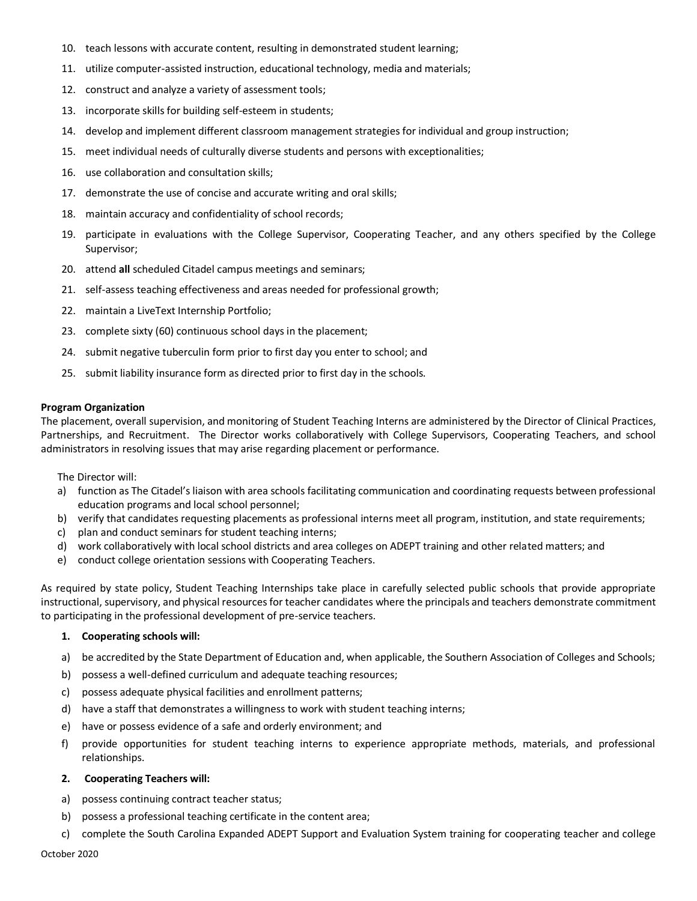10. teach lessons with accurate content, resulting in demonstrated student learning;
11. utilize computer-assisted instruction, educational technology, media and materials;
12. construct and analyze a variety of assessment tools;
13. incorporate skills for building self-esteem in students;
14. develop and implement different classroom management strategies for individual and group instruction;
15. meet individual needs of culturally diverse students and persons with exceptionalities;
16. use collaboration and consultation skills;
17. demonstrate the use of concise and accurate writing and oral skills;
18. maintain accuracy and confidentiality of school records;
19. participate in evaluations with the College Supervisor, Cooperating Teacher, and any others specified by the College Supervisor;
20. attend **all** scheduled Citadel campus meetings and seminars;
21. self-assess teaching effectiveness and areas needed for professional growth;
22. maintain a LiveText Internship Portfolio;
23. complete sixty (60) continuous school days in the placement;
24. submit negative tuberculin form prior to first day you enter to school; and
25. submit liability insurance form as directed prior to first day in the schools.

**Program Organization**

The placement, overall supervision, and monitoring of Student Teaching Interns are administered by the Director of Clinical Practices, Partnerships, and Recruitment. The Director works collaboratively with College Supervisors, Cooperating Teachers, and school administrators in resolving issues that may arise regarding placement or performance.

The Director will:

a) function as The Citadel's liaison with area schools facilitating communication and coordinating requests between professional education programs and local school personnel;
b) verify that candidates requesting placements as professional interns meet all program, institution, and state requirements;
c) plan and conduct seminars for student teaching interns;
d) work collaboratively with local school districts and area colleges on ADEPT training and other related matters; and
e) conduct college orientation sessions with Cooperating Teachers.

As required by state policy, Student Teaching Internships take place in carefully selected public schools that provide appropriate instructional, supervisory, and physical resources for teacher candidates where the principals and teachers demonstrate commitment to participating in the professional development of pre-service teachers.

**1. Cooperating schools will:**

a) be accredited by the State Department of Education and, when applicable, the Southern Association of Colleges and Schools;
b) possess a well-defined curriculum and adequate teaching resources;
c) possess adequate physical facilities and enrollment patterns;
d) have a staff that demonstrates a willingness to work with student teaching interns;
e) have or possess evidence of a safe and orderly environment; and
f) provide opportunities for student teaching interns to experience appropriate methods, materials, and professional relationships.

**2. Cooperating Teachers will:**

a) possess continuing contract teacher status;
b) possess a professional teaching certificate in the content area;
c) complete the South Carolina Expanded ADEPT Support and Evaluation System training for cooperating teacher and college

October 2020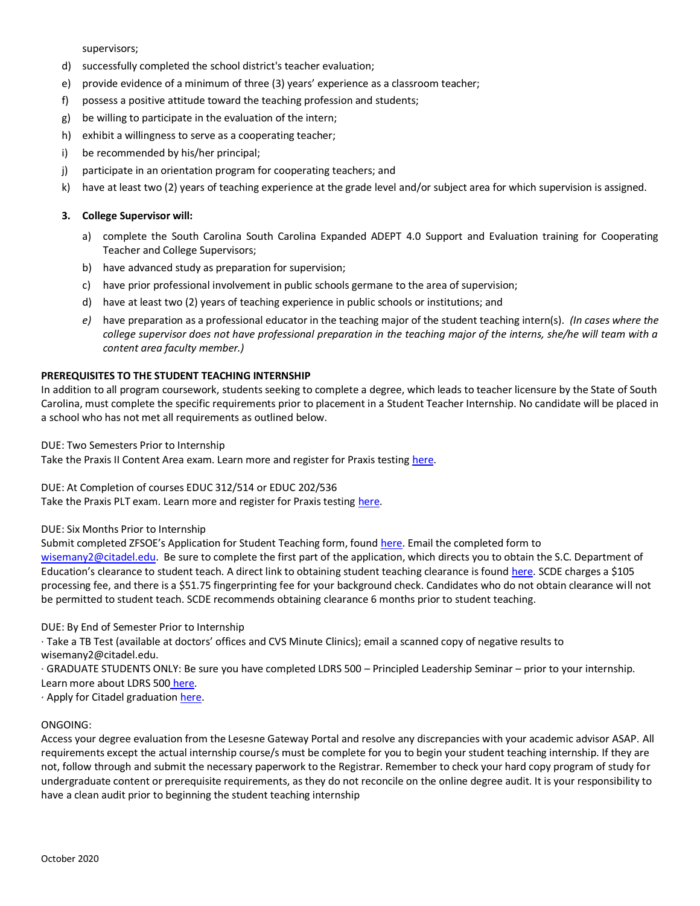supervisors;

d) successfully completed the school district's teacher evaluation;
e) provide evidence of a minimum of three (3) years' experience as a classroom teacher;
f) possess a positive attitude toward the teaching profession and students;
g) be willing to participate in the evaluation of the intern;
h) exhibit a willingness to serve as a cooperating teacher;
i) be recommended by his/her principal;
j) participate in an orientation program for cooperating teachers; and
k) have at least two (2) years of teaching experience at the grade level and/or subject area for which supervision is assigned.

3. **College Supervisor will:**

a) complete the South Carolina South Carolina Expanded ADEPT 4.0 Support and Evaluation training for Cooperating Teacher and College Supervisors;
b) have advanced study as preparation for supervision;
c) have prior professional involvement in public schools germane to the area of supervision;
d) have at least two (2) years of teaching experience in public schools or institutions; and
*e)* have preparation as a professional educator in the teaching major of the student teaching intern(s). *(In cases where the college supervisor does not have professional preparation in the teaching major of the interns, she/he will team with a content area faculty member.)*

**PREREQUISITES TO THE STUDENT TEACHING INTERNSHIP**

In addition to all program coursework, students seeking to complete a degree, which leads to teacher licensure by the State of South Carolina, must complete the specific requirements prior to placement in a Student Teacher Internship. No candidate will be placed in a school who has not met all requirements as outlined below.

DUE: Two Semesters Prior to Internship
Take the Praxis II Content Area exam. Learn more and register for Praxis testing here.

DUE: At Completion of courses EDUC 312/514 or EDUC 202/536
Take the Praxis PLT exam. Learn more and register for Praxis testing here.

DUE: Six Months Prior to Internship
Submit completed ZFSOE's Application for Student Teaching form, found here. Email the completed form to wisemany2@citadel.edu. Be sure to complete the first part of the application, which directs you to obtain the S.C. Department of Education's clearance to student teach. A direct link to obtaining student teaching clearance is found here. SCDE charges a $105 processing fee, and there is a $51.75 fingerprinting fee for your background check. Candidates who do not obtain clearance will not be permitted to student teach. SCDE recommends obtaining clearance 6 months prior to student teaching.

DUE: By End of Semester Prior to Internship
· Take a TB Test (available at doctors' offices and CVS Minute Clinics); email a scanned copy of negative results to wisemany2@citadel.edu.
· GRADUATE STUDENTS ONLY: Be sure you have completed LDRS 500 – Principled Leadership Seminar – prior to your internship. Learn more about LDRS 500 here.
· Apply for Citadel graduation here.

ONGOING:
Access your degree evaluation from the Lesesne Gateway Portal and resolve any discrepancies with your academic advisor ASAP. All requirements except the actual internship course/s must be complete for you to begin your student teaching internship. If they are not, follow through and submit the necessary paperwork to the Registrar. Remember to check your hard copy program of study for undergraduate content or prerequisite requirements, as they do not reconcile on the online degree audit. It is your responsibility to have a clean audit prior to beginning the student teaching internship

October 2020